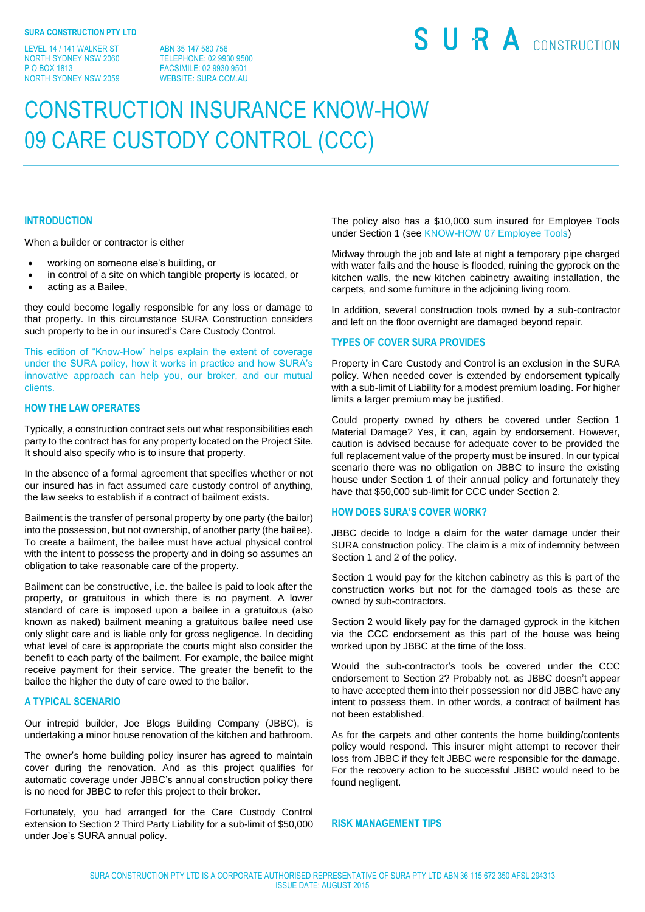**SURA CONSTRUCTION PTY LTD**

LEVEL 14 / 141 WALKER ST
NORTH SYDNEY NSW 2060
P O BOX 1813
NORTH SYDNEY NSW 2059

ABN 35 147 580 756
TELEPHONE: 02 9930 9500
FACSIMILE: 02 9930 9501
WEBSITE: SURA.COM.AU

SURA CONSTRUCTION

# CONSTRUCTION INSURANCE KNOW-HOW 09 CARE CUSTODY CONTROL (CCC)

## INTRODUCTION

When a builder or contractor is either

- working on someone else's building, or
- in control of a site on which tangible property is located, or
- acting as a Bailee,

they could become legally responsible for any loss or damage to that property. In this circumstance SURA Construction considers such property to be in our insured's Care Custody Control.

This edition of "Know-How" helps explain the extent of coverage under the SURA policy, how it works in practice and how SURA's innovative approach can help you, our broker, and our mutual clients.

## HOW THE LAW OPERATES

Typically, a construction contract sets out what responsibilities each party to the contract has for any property located on the Project Site. It should also specify who is to insure that property.

In the absence of a formal agreement that specifies whether or not our insured has in fact assumed care custody control of anything, the law seeks to establish if a contract of bailment exists.

Bailment is the transfer of personal property by one party (the bailor) into the possession, but not ownership, of another party (the bailee). To create a bailment, the bailee must have actual physical control with the intent to possess the property and in doing so assumes an obligation to take reasonable care of the property.

Bailment can be constructive, i.e. the bailee is paid to look after the property, or gratuitous in which there is no payment. A lower standard of care is imposed upon a bailee in a gratuitous (also known as naked) bailment meaning a gratuitous bailee need use only slight care and is liable only for gross negligence. In deciding what level of care is appropriate the courts might also consider the benefit to each party of the bailment. For example, the bailee might receive payment for their service. The greater the benefit to the bailee the higher the duty of care owed to the bailor.

## A TYPICAL SCENARIO

Our intrepid builder, Joe Blogs Building Company (JBBC), is undertaking a minor house renovation of the kitchen and bathroom.

The owner's home building policy insurer has agreed to maintain cover during the renovation. And as this project qualifies for automatic coverage under JBBC's annual construction policy there is no need for JBBC to refer this project to their broker.

Fortunately, you had arranged for the Care Custody Control extension to Section 2 Third Party Liability for a sub-limit of $50,000 under Joe's SURA annual policy.

The policy also has a $10,000 sum insured for Employee Tools under Section 1 (see KNOW-HOW 07 Employee Tools)

Midway through the job and late at night a temporary pipe charged with water fails and the house is flooded, ruining the gyprock on the kitchen walls, the new kitchen cabinetry awaiting installation, the carpets, and some furniture in the adjoining living room.

In addition, several construction tools owned by a sub-contractor and left on the floor overnight are damaged beyond repair.

## TYPES OF COVER SURA PROVIDES

Property in Care Custody and Control is an exclusion in the SURA policy. When needed cover is extended by endorsement typically with a sub-limit of Liability for a modest premium loading. For higher limits a larger premium may be justified.

Could property owned by others be covered under Section 1 Material Damage? Yes, it can, again by endorsement. However, caution is advised because for adequate cover to be provided the full replacement value of the property must be insured. In our typical scenario there was no obligation on JBBC to insure the existing house under Section 1 of their annual policy and fortunately they have that $50,000 sub-limit for CCC under Section 2.

## HOW DOES SURA'S COVER WORK?

JBBC decide to lodge a claim for the water damage under their SURA construction policy. The claim is a mix of indemnity between Section 1 and 2 of the policy.

Section 1 would pay for the kitchen cabinetry as this is part of the construction works but not for the damaged tools as these are owned by sub-contractors.

Section 2 would likely pay for the damaged gyprock in the kitchen via the CCC endorsement as this part of the house was being worked upon by JBBC at the time of the loss.

Would the sub-contractor's tools be covered under the CCC endorsement to Section 2? Probably not, as JBBC doesn't appear to have accepted them into their possession nor did JBBC have any intent to possess them. In other words, a contract of bailment has not been established.

As for the carpets and other contents the home building/contents policy would respond. This insurer might attempt to recover their loss from JBBC if they felt JBBC were responsible for the damage. For the recovery action to be successful JBBC would need to be found negligent.

## RISK MANAGEMENT TIPS

SURA CONSTRUCTION PTY LTD IS A CORPORATE AUTHORISED REPRESENTATIVE OF SURA PTY LTD ABN 36 115 672 350 AFSL 294313
ISSUE DATE: AUGUST 2015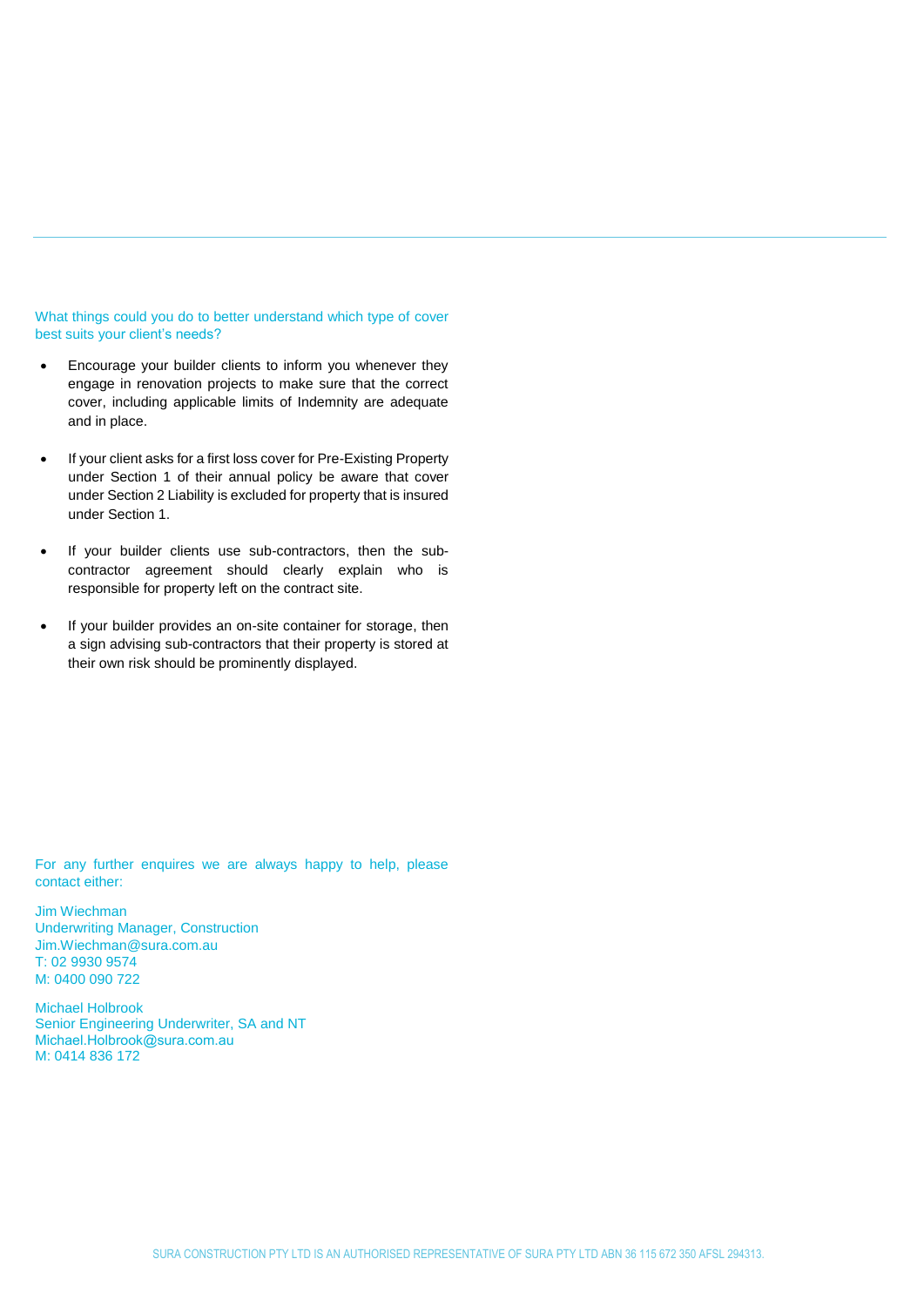## What things could you do to better understand which type of cover best suits your client's needs?

- Encourage your builder clients to inform you whenever they engage in renovation projects to make sure that the correct cover, including applicable limits of Indemnity are adequate and in place.

- If your client asks for a first loss cover for Pre-Existing Property under Section 1 of their annual policy be aware that cover under Section 2 Liability is excluded for property that is insured under Section 1.

- If your builder clients use sub-contractors, then the sub-contractor agreement should clearly explain who is responsible for property left on the contract site.

- If your builder provides an on-site container for storage, then a sign advising sub-contractors that their property is stored at their own risk should be prominently displayed.

For any further enquires we are always happy to help, please contact either:

Jim Wiechman
Underwriting Manager, Construction
Jim.Wiechman@sura.com.au
T: 02 9930 9574
M: 0400 090 722

Michael Holbrook
Senior Engineering Underwriter, SA and NT
Michael.Holbrook@sura.com.au
M: 0414 836 172

SURA CONSTRUCTION PTY LTD IS AN AUTHORISED REPRESENTATIVE OF SURA PTY LTD ABN 36 115 672 350 AFSL 294313.